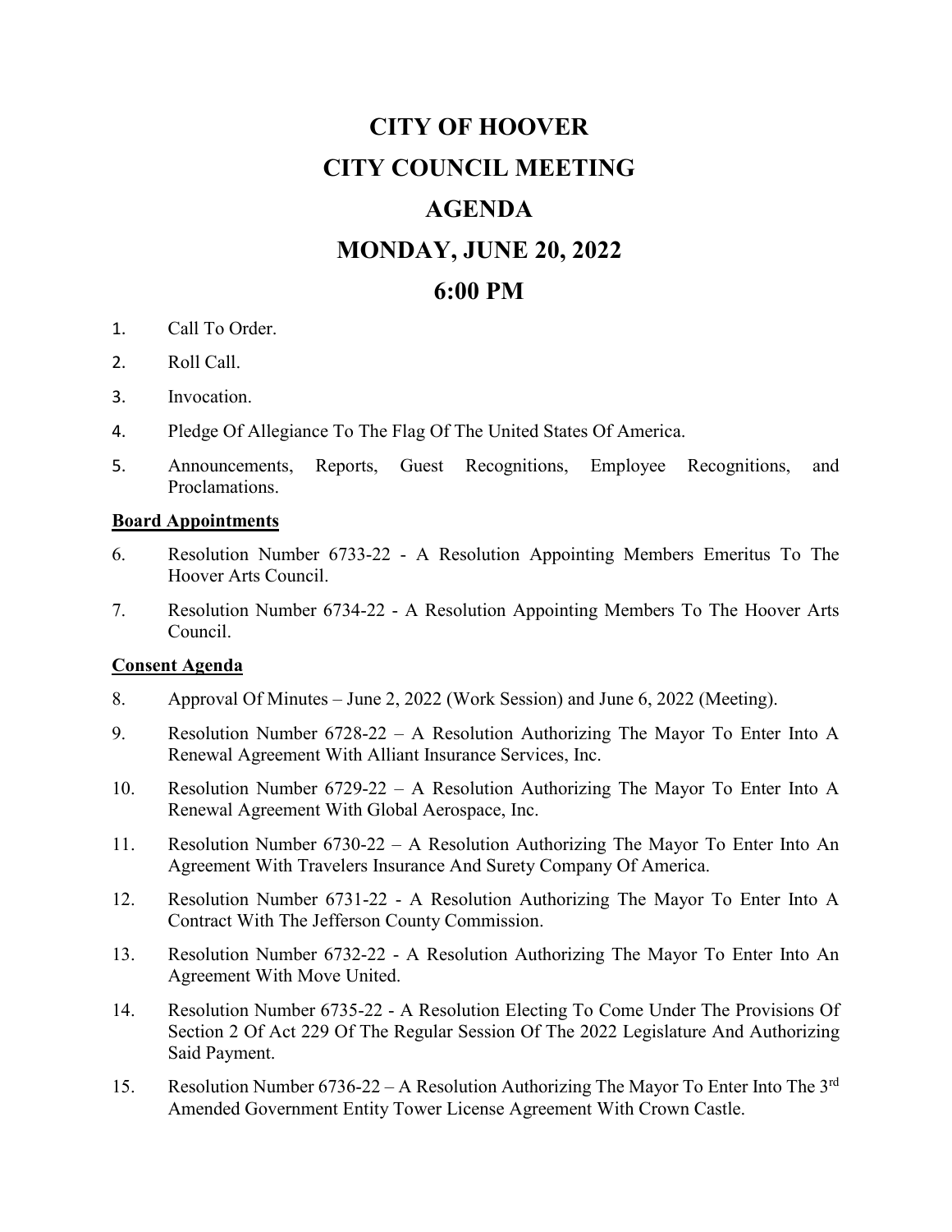# CITY OF HOOVER

# CITY COUNCIL MEETING

# AGENDA

# MONDAY, JUNE 20, 2022

# 6:00 PM

1. Call To Order.
2. Roll Call.
3. Invocation.
4. Pledge Of Allegiance To The Flag Of The United States Of America.
5. Announcements, Reports, Guest Recognitions, Employee Recognitions, and Proclamations.

**Board Appointments**

6. Resolution Number 6733-22 - A Resolution Appointing Members Emeritus To The Hoover Arts Council.
7. Resolution Number 6734-22 - A Resolution Appointing Members To The Hoover Arts Council.

**Consent Agenda**

8. Approval Of Minutes – June 2, 2022 (Work Session) and June 6, 2022 (Meeting).
9. Resolution Number 6728-22 – A Resolution Authorizing The Mayor To Enter Into A Renewal Agreement With Alliant Insurance Services, Inc.
10. Resolution Number 6729-22 – A Resolution Authorizing The Mayor To Enter Into A Renewal Agreement With Global Aerospace, Inc.
11. Resolution Number 6730-22 – A Resolution Authorizing The Mayor To Enter Into An Agreement With Travelers Insurance And Surety Company Of America.
12. Resolution Number 6731-22 - A Resolution Authorizing The Mayor To Enter Into A Contract With The Jefferson County Commission.
13. Resolution Number 6732-22 - A Resolution Authorizing The Mayor To Enter Into An Agreement With Move United.
14. Resolution Number 6735-22 - A Resolution Electing To Come Under The Provisions Of Section 2 Of Act 229 Of The Regular Session Of The 2022 Legislature And Authorizing Said Payment.
15. Resolution Number 6736-22 – A Resolution Authorizing The Mayor To Enter Into The 3rd Amended Government Entity Tower License Agreement With Crown Castle.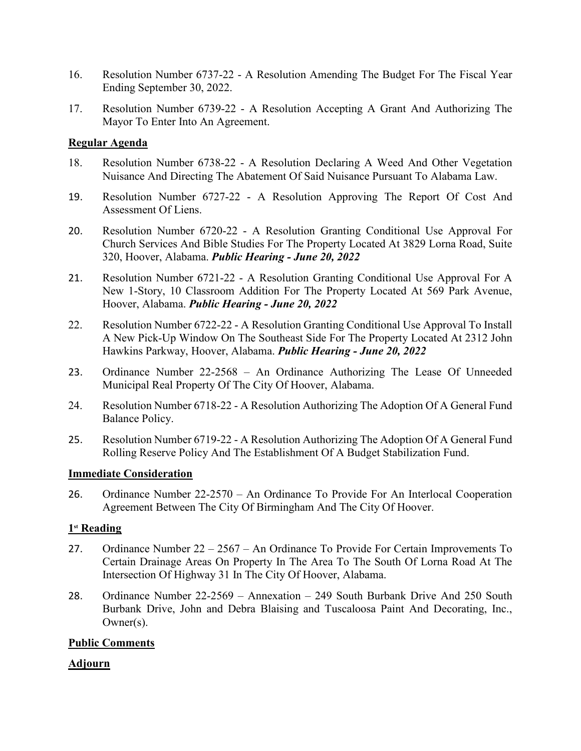16. Resolution Number 6737-22 - A Resolution Amending The Budget For The Fiscal Year Ending September 30, 2022.

17. Resolution Number 6739-22 - A Resolution Accepting A Grant And Authorizing The Mayor To Enter Into An Agreement.

**Regular Agenda**

18. Resolution Number 6738-22 - A Resolution Declaring A Weed And Other Vegetation Nuisance And Directing The Abatement Of Said Nuisance Pursuant To Alabama Law.

19. Resolution Number 6727-22 - A Resolution Approving The Report Of Cost And Assessment Of Liens.

20. Resolution Number 6720-22 - A Resolution Granting Conditional Use Approval For Church Services And Bible Studies For The Property Located At 3829 Lorna Road, Suite 320, Hoover, Alabama. ***Public Hearing - June 20, 2022***

21. Resolution Number 6721-22 - A Resolution Granting Conditional Use Approval For A New 1-Story, 10 Classroom Addition For The Property Located At 569 Park Avenue, Hoover, Alabama. ***Public Hearing - June 20, 2022***

22. Resolution Number 6722-22 - A Resolution Granting Conditional Use Approval To Install A New Pick-Up Window On The Southeast Side For The Property Located At 2312 John Hawkins Parkway, Hoover, Alabama. ***Public Hearing - June 20, 2022***

23. Ordinance Number 22-2568 – An Ordinance Authorizing The Lease Of Unneeded Municipal Real Property Of The City Of Hoover, Alabama.

24. Resolution Number 6718-22 - A Resolution Authorizing The Adoption Of A General Fund Balance Policy.

25. Resolution Number 6719-22 - A Resolution Authorizing The Adoption Of A General Fund Rolling Reserve Policy And The Establishment Of A Budget Stabilization Fund.

**Immediate Consideration**

26. Ordinance Number 22-2570 – An Ordinance To Provide For An Interlocal Cooperation Agreement Between The City Of Birmingham And The City Of Hoover.

**1st Reading**

27. Ordinance Number 22 – 2567 – An Ordinance To Provide For Certain Improvements To Certain Drainage Areas On Property In The Area To The South Of Lorna Road At The Intersection Of Highway 31 In The City Of Hoover, Alabama.

28. Ordinance Number 22-2569 – Annexation – 249 South Burbank Drive And 250 South Burbank Drive, John and Debra Blaising and Tuscaloosa Paint And Decorating, Inc., Owner(s).

**Public Comments**

**Adjourn**